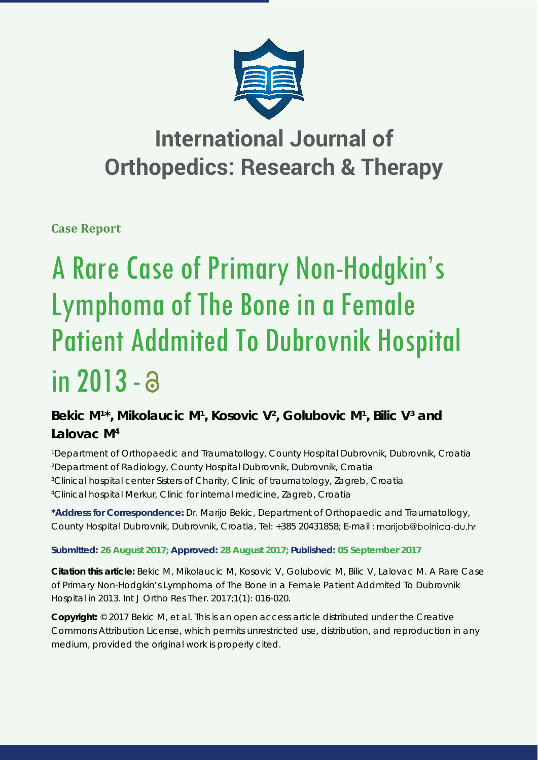# International Journal of Orthopedics: Research & Therapy

**Case Report**

# A Rare Case of Primary Non-Hodgkin's Lymphoma of The Bone in a Female Patient Addmited To Dubrovnik Hospital in 2013

**Bekic M[1]*, Mikolaucic M[1], Kosovic V[2], Golubovic M[1], Bilic V[3] and Lalovac M[4]**

[1]Department of Orthopaedic and Traumatollogy, County Hospital Dubrovnik, Dubrovnik, Croatia
[2]Department of Radiology, County Hospital Dubrovnik, Dubrovnik, Croatia
[3]Clinical hospital center Sisters of Charity, Clinic of traumatology, Zagreb, Croatia
[4]Clinical hospital Merkur, Clinic for internal medicine, Zagreb, Croatia

**\*Address for Correspondence:** Dr. Marijo Bekic, Department of Orthopaedic and Traumatollogy, County Hospital Dubrovnik, Dubrovnik, Croatia, Tel: +385 20431858; E-mail : marijob@bolnica-du.hr

**Submitted: 26 August 2017; Approved: 28 August 2017; Published: 05 September 2017**

**Citation this article:** Bekic M, Mikolaucic M, Kosovic V, Golubovic M, Bilic V, Lalovac M. A Rare Case of Primary Non-Hodgkin's Lymphoma of The Bone in a Female Patient Addmited To Dubrovnik Hospital in 2013. Int J Ortho Res Ther. 2017;1(1): 016-020.

**Copyright:** © 2017 Bekic M, et al. This is an open access article distributed under the Creative Commons Attribution License, which permits unrestricted use, distribution, and reproduction in any medium, provided the original work is properly cited.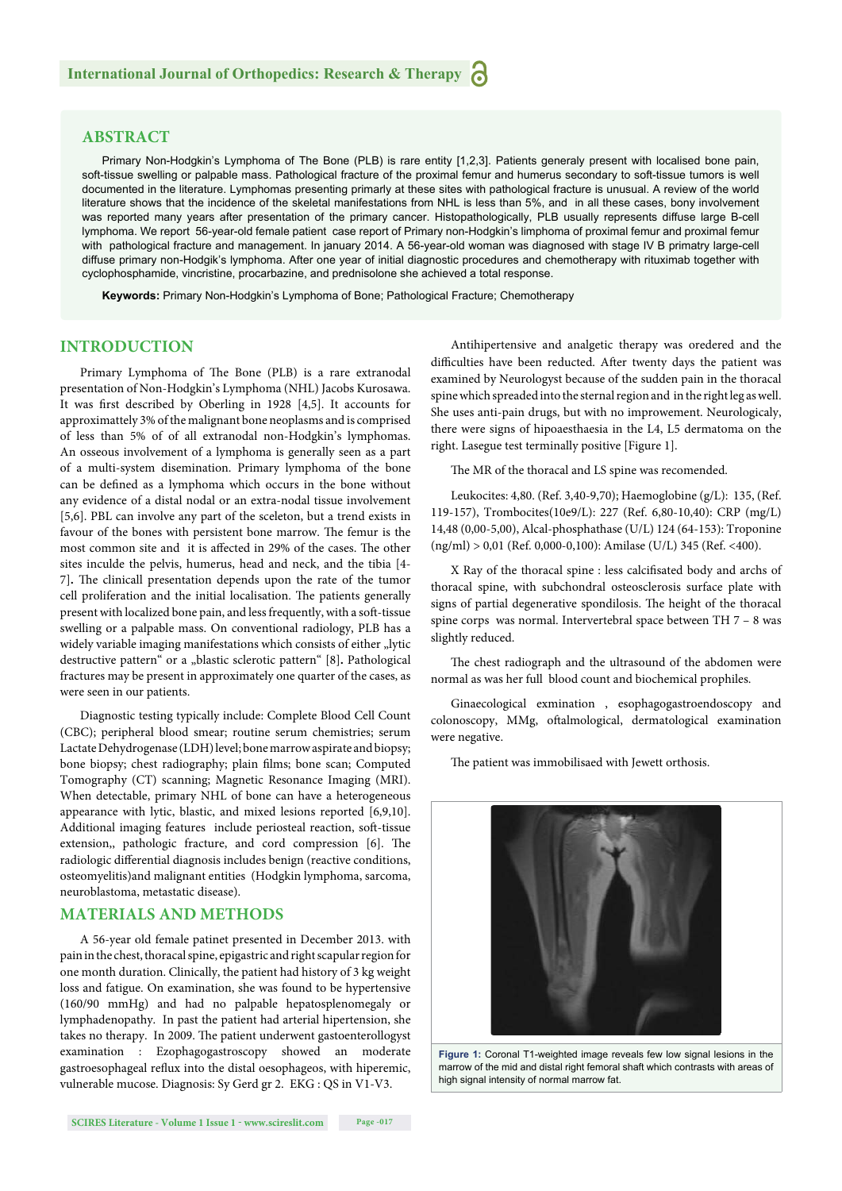## ABSTRACT

Primary Non-Hodgkin's Lymphoma of The Bone (PLB) is rare entity [1,2,3]. Patients generaly present with localised bone pain, soft-tissue swelling or palpable mass. Pathological fracture of the proximal femur and humerus secondary to soft-tissue tumors is well documented in the literature. Lymphomas presenting primarly at these sites with pathological fracture is unusual. A review of the world literature shows that the incidence of the skeletal manifestations from NHL is less than 5%, and in all these cases, bony involvement was reported many years after presentation of the primary cancer. Histopathologically, PLB usually represents diffuse large B-cell lymphoma. We report 56-year-old female patient case report of Primary non-Hodgkin's limphoma of proximal femur and proximal femur with pathological fracture and management. In january 2014. A 56-year-old woman was diagnosed with stage IV B primatry large-cell diffuse primary non-Hodgik's lymphoma. After one year of initial diagnostic procedures and chemotherapy with rituximab together with cyclophosphamide, vincristine, procarbazine, and prednisolone she achieved a total response.

**Keywords:** Primary Non-Hodgkin's Lymphoma of Bone; Pathological Fracture; Chemotherapy

## INTRODUCTION

Primary Lymphoma of The Bone (PLB) is a rare extranodal presentation of Non-Hodgkin's Lymphoma (NHL) Jacobs Kurosawa. It was first described by Oberling in 1928 [4,5]. It accounts for approximattely 3% of the malignant bone neoplasms and is comprised of less than 5% of of all extranodal non-Hodgkin's lymphomas. An osseous involvement of a lymphoma is generally seen as a part of a multi-system disemination. Primary lymphoma of the bone can be defined as a lymphoma which occurs in the bone without any evidence of a distal nodal or an extra-nodal tissue involvement [5,6]. PBL can involve any part of the sceleton, but a trend exists in favour of the bones with persistent bone marrow. The femur is the most common site and it is affected in 29% of the cases. The other sites inculde the pelvis, humerus, head and neck, and the tibia [4-7]. The clinicall presentation depends upon the rate of the tumor cell proliferation and the initial localisation. The patients generally present with localized bone pain, and less frequently, with a soft-tissue swelling or a palpable mass. On conventional radiology, PLB has a widely variable imaging manifestations which consists of either „lytic destructive pattern" or a „blastic sclerotic pattern" [8]. Pathological fractures may be present in approximately one quarter of the cases, as were seen in our patients.

Diagnostic testing typically include: Complete Blood Cell Count (CBC); peripheral blood smear; routine serum chemistries; serum Lactate Dehydrogenase (LDH) level; bone marrow aspirate and biopsy; bone biopsy; chest radiography; plain films; bone scan; Computed Tomography (CT) scanning; Magnetic Resonance Imaging (MRI). When detectable, primary NHL of bone can have a heterogeneous appearance with lytic, blastic, and mixed lesions reported [6,9,10]. Additional imaging features include periosteal reaction, soft-tissue extension,, pathologic fracture, and cord compression [6]. The radiologic differential diagnosis includes benign (reactive conditions, osteomyelitis)and malignant entities (Hodgkin lymphoma, sarcoma, neuroblastoma, metastatic disease).

## MATERIALS AND METHODS

A 56-year old female patinet presented in December 2013. with pain in the chest, thoracal spine, epigastric and right scapular region for one month duration. Clinically, the patient had history of 3 kg weight loss and fatigue. On examination, she was found to be hypertensive (160/90 mmHg) and had no palpable hepatosplenomegaly or lymphadenopathy. In past the patient had arterial hipertension, she takes no therapy. In 2009. The patient underwent gastoenterollogyst examination : Ezophagogastroscopy showed an moderate gastroesophageal reflux into the distal oesophageos, with hiperemic, vulnerable mucose. Diagnosis: Sy Gerd gr 2. EKG : QS in V1-V3.

Antihipertensive and analgetic therapy was oredered and the difficulties have been reducted. After twenty days the patient was examined by Neurologyst because of the sudden pain in the thoracal spine which spreaded into the sternal region and in the right leg as well. She uses anti-pain drugs, but with no improwement. Neurologicaly, there were signs of hipoaesthaesia in the L4, L5 dermatoma on the right. Lasegue test terminally positive [Figure 1].

The MR of the thoracal and LS spine was recomended.

Leukocites: 4,80. (Ref. 3,40-9,70); Haemoglobine (g/L): 135, (Ref. 119-157), Trombocites(10e9/L): 227 (Ref. 6,80-10,40): CRP (mg/L) 14,48 (0,00-5,00), Alcal-phosphathase (U/L) 124 (64-153): Troponine (ng/ml) > 0,01 (Ref. 0,000-0,100): Amilase (U/L) 345 (Ref. <400).

X Ray of the thoracal spine : less calcifisated body and archs of thoracal spine, with subchondral osteosclerosis surface plate with signs of partial degenerative spondilosis. The height of the thoracal spine corps was normal. Intervertebral space between TH 7 – 8 was slightly reduced.

The chest radiograph and the ultrasound of the abdomen were normal as was her full blood count and biochemical prophiles.

Ginaecological exmination , esophagogastroendoscopy and colonoscopy, MMg, oftalmological, dermatological examination were negative.

The patient was immobilisaed with Jewett orthosis.

**Figure 1:** Coronal T1-weighted image reveals few low signal lesions in the marrow of the mid and distal right femoral shaft which contrasts with areas of high signal intensity of normal marrow fat.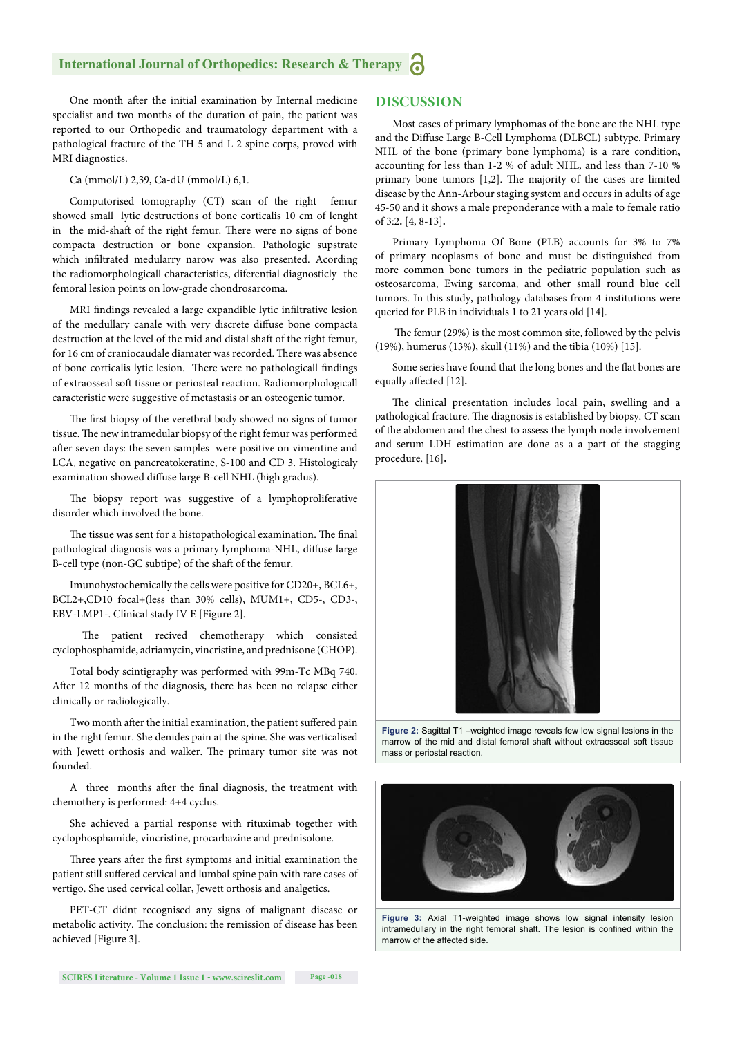One month after the initial examination by Internal medicine specialist and two months of the duration of pain, the patient was reported to our Orthopedic and traumatology department with a pathological fracture of the TH 5 and L 2 spine corps, proved with MRI diagnostics.

Ca (mmol/L) 2,39, Ca-dU (mmol/L) 6,1.

Computorised tomography (CT) scan of the right femur showed small lytic destructions of bone corticalis 10 cm of lenght in the mid-shaft of the right femur. There were no signs of bone compacta destruction or bone expansion. Pathologic supstrate which infiltrated medularry narow was also presented. Acording the radiomorphologicall characteristics, diferential diagnosticly the femoral lesion points on low-grade chondrosarcoma.

MRI findings revealed a large expandible lytic infiltrative lesion of the medullary canale with very discrete diffuse bone compacta destruction at the level of the mid and distal shaft of the right femur, for 16 cm of craniocaudale diamater was recorded. There was absence of bone corticalis lytic lesion. There were no pathologicall findings of extraosseal soft tissue or periosteal reaction. Radiomorphologicall caracteristic were suggestive of metastasis or an osteogenic tumor.

The first biopsy of the veretbral body showed no signs of tumor tissue. The new intramedular biopsy of the right femur was performed after seven days: the seven samples were positive on vimentine and LCA, negative on pancreatokeratine, S-100 and CD 3. Histologicaly examination showed diffuse large B-cell NHL (high gradus).

The biopsy report was suggestive of a lymphoproliferative disorder which involved the bone.

The tissue was sent for a histopathological examination. The final pathological diagnosis was a primary lymphoma-NHL, diffuse large B-cell type (non-GC subtipe) of the shaft of the femur.

Imunohystochemically the cells were positive for CD20+, BCL6+, BCL2+,CD10 focal+(less than 30% cells), MUM1+, CD5-, CD3-, EBV-LMP1-. Clinical stady IV E [Figure 2].

The patient recived chemotherapy which consisted cyclophosphamide, adriamycin, vincristine, and prednisone (CHOP).

Total body scintigraphy was performed with 99m-Tc MBq 740. After 12 months of the diagnosis, there has been no relapse either clinically or radiologically.

Two month after the initial examination, the patient suffered pain in the right femur. She denides pain at the spine. She was verticalised with Jewett orthosis and walker. The primary tumor site was not founded.

A three months after the final diagnosis, the treatment with chemothery is performed: 4+4 cyclus.

She achieved a partial response with rituximab together with cyclophosphamide, vincristine, procarbazine and prednisolone.

Three years after the first symptoms and initial examination the patient still suffered cervical and lumbal spine pain with rare cases of vertigo. She used cervical collar, Jewett orthosis and analgetics.

PET-CT didnt recognised any signs of malignant disease or metabolic activity. The conclusion: the remission of disease has been achieved [Figure 3].

## DISCUSSION

Most cases of primary lymphomas of the bone are the NHL type and the Diffuse Large B-Cell Lymphoma (DLBCL) subtype. Primary NHL of the bone (primary bone lymphoma) is a rare condition, accounting for less than 1-2 % of adult NHL, and less than 7-10 % primary bone tumors [1,2]. The majority of the cases are limited disease by the Ann-Arbour staging system and occurs in adults of age 45-50 and it shows a male preponderance with a male to female ratio of 3:2**.** [4, 8-13]**.**

Primary Lymphoma Of Bone (PLB) accounts for 3% to 7% of primary neoplasms of bone and must be distinguished from more common bone tumors in the pediatric population such as osteosarcoma, Ewing sarcoma, and other small round blue cell tumors. In this study, pathology databases from 4 institutions were queried for PLB in individuals 1 to 21 years old [14].

The femur (29%) is the most common site, followed by the pelvis (19%), humerus (13%), skull (11%) and the tibia (10%) [15].

Some series have found that the long bones and the flat bones are equally affected [12]**.**

The clinical presentation includes local pain, swelling and a pathological fracture. The diagnosis is established by biopsy. CT scan of the abdomen and the chest to assess the lymph node involvement and serum LDH estimation are done as a a part of the stagging procedure. [16]**.**

**Figure 2:** Sagittal T1 –weighted image reveals few low signal lesions in the marrow of the mid and distal femoral shaft without extraosseal soft tissue mass or periostal reaction.

**Figure 3:** Axial T1-weighted image shows low signal intensity lesion intramedullary in the right femoral shaft. The lesion is confined within the marrow of the affected side.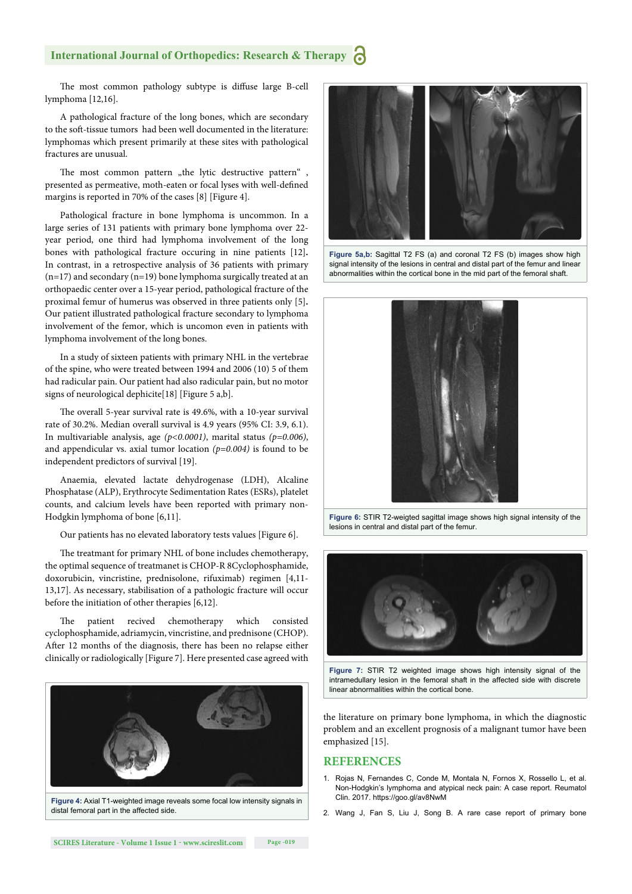The most common pathology subtype is diffuse large B-cell lymphoma [12,16].

A pathological fracture of the long bones, which are secondary to the soft-tissue tumors had been well documented in the literature: lymphomas which present primarily at these sites with pathological fractures are unusual.

The most common pattern „the lytic destructive pattern" , presented as permeative, moth-eaten or focal lyses with well-defined margins is reported in 70% of the cases [8] [Figure 4].

Pathological fracture in bone lymphoma is uncommon. In a large series of 131 patients with primary bone lymphoma over 22-year period, one third had lymphoma involvement of the long bones with pathological fracture occuring in nine patients [12]. In contrast, in a retrospective analysis of 36 patients with primary (n=17) and secondary (n=19) bone lymphoma surgically treated at an orthopaedic center over a 15-year period, pathological fracture of the proximal femur of humerus was observed in three patients only [5]. Our patient illustrated pathological fracture secondary to lymphoma involvement of the femor, which is uncomon even in patients with lymphoma involvement of the long bones.

In a study of sixteen patients with primary NHL in the vertebrae of the spine, who were treated between 1994 and 2006 (10) 5 of them had radicular pain. Our patient had also radicular pain, but no motor signs of neurological dephicite[18] [Figure 5 a,b].

The overall 5-year survival rate is 49.6%, with a 10-year survival rate of 30.2%. Median overall survival is 4.9 years (95% CI: 3.9, 6.1). In multivariable analysis, age *($p<0.0001$)*, marital status *($p=0.006$)*, and appendicular vs. axial tumor location *($p=0.004$)* is found to be independent predictors of survival [19].

Anaemia, elevated lactate dehydrogenase (LDH), Alcaline Phosphatase (ALP), Erythrocyte Sedimentation Rates (ESRs), platelet counts, and calcium levels have been reported with primary non-Hodgkin lymphoma of bone [6,11].

Our patients has no elevated laboratory tests values [Figure 6].

The treatmant for primary NHL of bone includes chemotherapy, the optimal sequence of treatmanet is CHOP-R 8Cyclophosphamide, doxorubicin, vincristine, prednisolone, rifuximab) regimen [4,11-13,17]. As necessary, stabilisation of a pathologic fracture will occur before the initiation of other therapies [6,12].

The patient recived chemotherapy which consisted cyclophosphamide, adriamycin, vincristine, and prednisone (CHOP). After 12 months of the diagnosis, there has been no relapse either clinically or radiologically [Figure 7]. Here presented case agreed with the literature on primary bone lymphoma, in which the diagnostic problem and an excellent prognosis of a malignant tumor have been emphasized [15].

**Figure 4:** Axial T1-weighted image reveals some focal low intensity signals in distal femoral part in the affected side.

**Figure 5a,b:** Sagittal T2 FS (a) and coronal T2 FS (b) images show high signal intensity of the lesions in central and distal part of the femur and linear abnormalities within the cortical bone in the mid part of the femoral shaft.

**Figure 6:** STIR T2-weigted sagittal image shows high signal intensity of the lesions in central and distal part of the femur.

**Figure 7:** STIR T2 weighted image shows high intensity signal of the intramedullary lesion in the femoral shaft in the affected side with discrete linear abnormalities within the cortical bone.

## REFERENCES

1. Rojas N, Fernandes C, Conde M, Montala N, Fornos X, Rossello L, et al. Non-Hodgkin's lymphoma and atypical neck pain: A case report. Reumatol Clin. 2017. https://goo.gl/av8NwM

2. Wang J, Fan S, Liu J, Song B. A rare case report of primary bone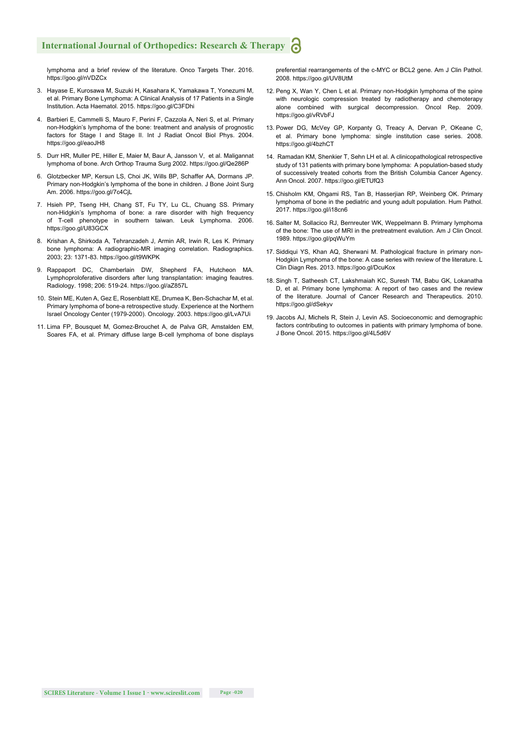lymphoma and a brief review of the literature. Onco Targets Ther. 2016. https://goo.gl/nVDZCx

3. Hayase E, Kurosawa M, Suzuki H, Kasahara K, Yamakawa T, Yonezumi M, et al. Primary Bone Lymphoma: A Clinical Analysis of 17 Patients in a Single Institution. Acta Haematol. 2015. https://goo.gl/C3FDhi
4. Barbieri E, Cammelli S, Mauro F, Perini F, Cazzola A, Neri S, et al. Primary non-Hodgkin's lymphoma of the bone: treatment and analysis of prognostic factors for Stage I and Stage II. Int J Radiat Oncol Biol Phys. 2004. https://goo.gl/eaoJH8
5. Durr HR, Muller PE, Hiller E, Maier M, Baur A, Jansson V, et al. Maligannat lymphoma of bone. Arch Orthop Trauma Surg 2002. https://goo.gl/Qe286P
6. Glotzbecker MP, Kersun LS, Choi JK, Wills BP, Schaffer AA, Dormans JP. Primary non-Hodgkin's lymphoma of the bone in children. J Bone Joint Surg Am. 2006. https://goo.gl/7c4CjL
7. Hsieh PP, Tseng HH, Chang ST, Fu TY, Lu CL, Chuang SS. Primary non-Hidgkin's lymphoma of bone: a rare disorder with high frequency of T-cell phenotype in southern taiwan. Leuk Lymphoma. 2006. https://goo.gl/U83GCX
8. Krishan A, Shirkoda A, Tehranzadeh J, Armin AR, Irwin R, Les K. Primary bone lymphoma: A radiographic-MR imaging correlation. Radiographics. 2003; 23: 1371-83. https://goo.gl/t9WKPK
9. Rappaport DC, Chamberlain DW, Shepherd FA, Hutcheon MA. Lymphoproloferative disorders after lung transplantation: imaging feautres. Radiology. 1998; 206: 519-24. https://goo.gl/aZ857L
10. Stein ME, Kuten A, Gez E, Rosenblatt KE, Drumea K, Ben-Schachar M, et al. Primary lymphoma of bone-a retrospective study. Experience at the Northern Israel Oncology Center (1979-2000). Oncology. 2003. https://goo.gl/LvA7Ui
11. Lima FP, Bousquet M, Gomez-Brouchet A, de Palva GR, Amstalden EM, Soares FA, et al. Primary diffuse large B-cell lymphoma of bone displays preferential rearrangements of the c-MYC or BCL2 gene. Am J Clin Pathol. 2008. https://goo.gl/UV8UtM
12. Peng X, Wan Y, Chen L et al. Primary non-Hodgkin lymphoma of the spine with neurologic compression treated by radiotherapy and chemoterapy alone combined with surgical decompression. Oncol Rep. 2009. https://goo.gl/vRVbFJ
13. Power DG, McVey GP, Korpanty G, Treacy A, Dervan P, OKeane C, et al. Primary bone lymphoma: single institution case series. 2008. https://goo.gl/4bzhCT
14. Ramadan KM, Shenkier T, Sehn LH et al. A clinicopathological retrospective study of 131 patients with primary bone lymphoma: A population-based study of successively treated cohorts from the British Columbia Cancer Agency. Ann Oncol. 2007. https://goo.gl/ETUfQ3
15. Chisholm KM, Ohgami RS, Tan B, Hasserjian RP, Weinberg OK. Primary lymphoma of bone in the pediatric and young adult population. Hum Pathol. 2017. https://goo.gl/i18cn6
16. Salter M, Sollacico RJ, Bernreuter WK, Weppelmann B. Primary lymphoma of the bone: The use of MRI in the pretreatment evalution. Am J Clin Oncol. 1989. https://goo.gl/pqWuYm
17. Siddiqui YS, Khan AQ, Sherwani M. Pathological fracture in primary non-Hodgkin Lymphoma of the bone: A case series with review of the literature. L Clin Diagn Res. 2013. https://goo.gl/DcuKox
18. Singh T, Satheesh CT, Lakshmaiah KC, Suresh TM, Babu GK, Lokanatha D, et al. Primary bone lymphoma: A report of two cases and the review of the literature. Journal of Cancer Research and Therapeutics. 2010. https://goo.gl/dSekyv
19. Jacobs AJ, Michels R, Stein J, Levin AS. Socioeconomic and demographic factors contributing to outcomes in patients with primary lymphoma of bone. J Bone Oncol. 2015. https://goo.gl/4L5d6V